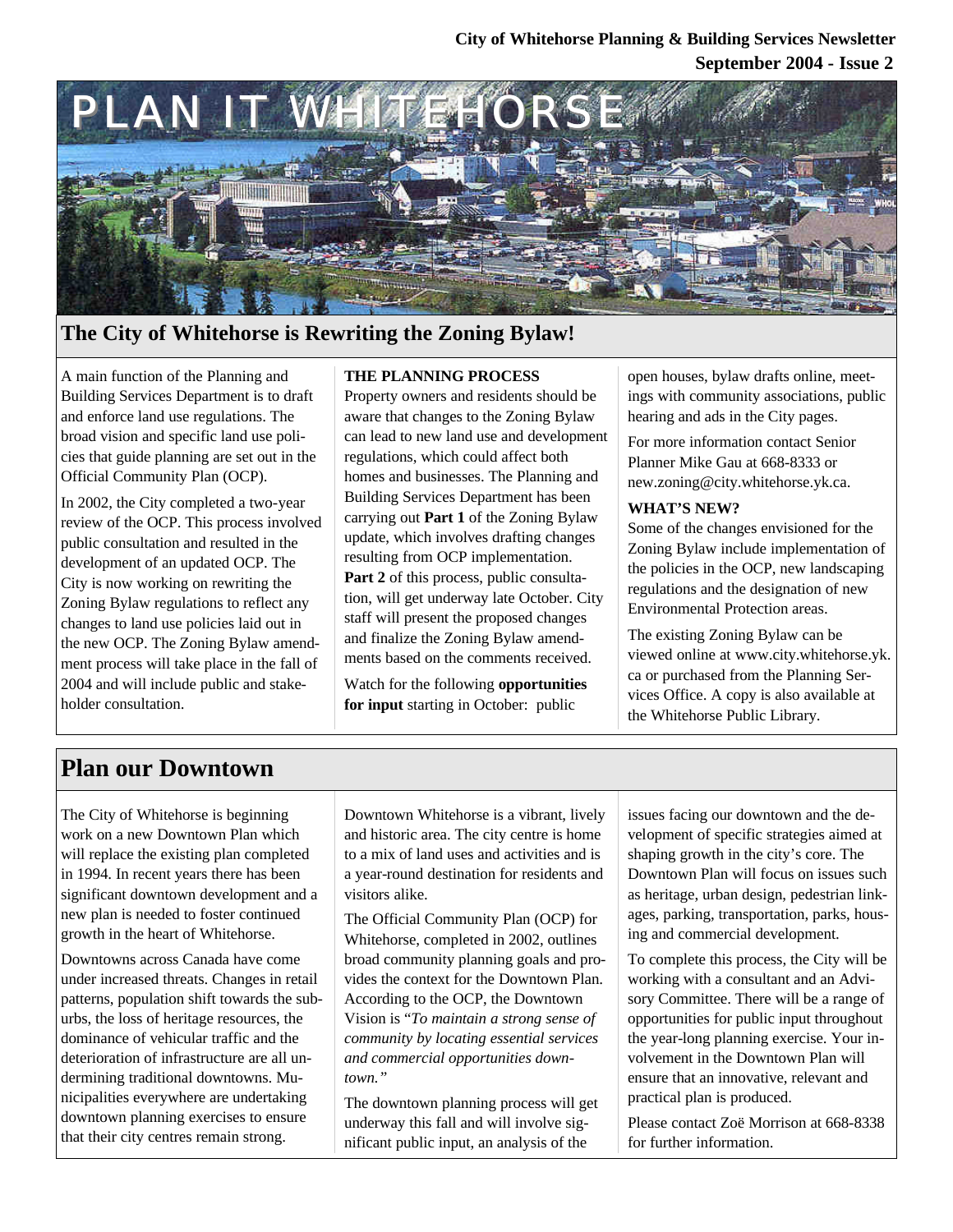**City of Whitehorse Planning & Building Services Newsletter**
**September 2004 - Issue 2**

# PLAN IT WHITEHORSE

## The City of Whitehorse is Rewriting the Zoning Bylaw!

A main function of the Planning and Building Services Department is to draft and enforce land use regulations. The broad vision and specific land use policies that guide planning are set out in the Official Community Plan (OCP).

In 2002, the City completed a two-year review of the OCP. This process involved public consultation and resulted in the development of an updated OCP. The City is now working on rewriting the Zoning Bylaw regulations to reflect any changes to land use policies laid out in the new OCP. The Zoning Bylaw amendment process will take place in the fall of 2004 and will include public and stakeholder consultation.

**THE PLANNING PROCESS**

Property owners and residents should be aware that changes to the Zoning Bylaw can lead to new land use and development regulations, which could affect both homes and businesses. The Planning and Building Services Department has been carrying out **Part 1** of the Zoning Bylaw update, which involves drafting changes resulting from OCP implementation. **Part 2** of this process, public consultation, will get underway late October. City staff will present the proposed changes and finalize the Zoning Bylaw amendments based on the comments received.

Watch for the following **opportunities for input** starting in October: public open houses, bylaw drafts online, meetings with community associations, public hearing and ads in the City pages.

For more information contact Senior Planner Mike Gau at 668-8333 or new.zoning@city.whitehorse.yk.ca.

**WHAT'S NEW?**

Some of the changes envisioned for the Zoning Bylaw include implementation of the policies in the OCP, new landscaping regulations and the designation of new Environmental Protection areas.

The existing Zoning Bylaw can be viewed online at www.city.whitehorse.yk.ca or purchased from the Planning Services Office. A copy is also available at the Whitehorse Public Library.

## Plan our Downtown

The City of Whitehorse is beginning work on a new Downtown Plan which will replace the existing plan completed in 1994. In recent years there has been significant downtown development and a new plan is needed to foster continued growth in the heart of Whitehorse.

Downtowns across Canada have come under increased threats. Changes in retail patterns, population shift towards the suburbs, the loss of heritage resources, the dominance of vehicular traffic and the deterioration of infrastructure are all undermining traditional downtowns. Municipalities everywhere are undertaking downtown planning exercises to ensure that their city centres remain strong.

Downtown Whitehorse is a vibrant, lively and historic area. The city centre is home to a mix of land uses and activities and is a year-round destination for residents and visitors alike.

The Official Community Plan (OCP) for Whitehorse, completed in 2002, outlines broad community planning goals and provides the context for the Downtown Plan. According to the OCP, the Downtown Vision is "*To maintain a strong sense of community by locating essential services and commercial opportunities downtown.*"

The downtown planning process will get underway this fall and will involve significant public input, an analysis of the issues facing our downtown and the development of specific strategies aimed at shaping growth in the city's core. The Downtown Plan will focus on issues such as heritage, urban design, pedestrian linkages, parking, transportation, parks, housing and commercial development.

To complete this process, the City will be working with a consultant and an Advisory Committee. There will be a range of opportunities for public input throughout the year-long planning exercise. Your involvement in the Downtown Plan will ensure that an innovative, relevant and practical plan is produced.

Please contact Zoë Morrison at 668-8338 for further information.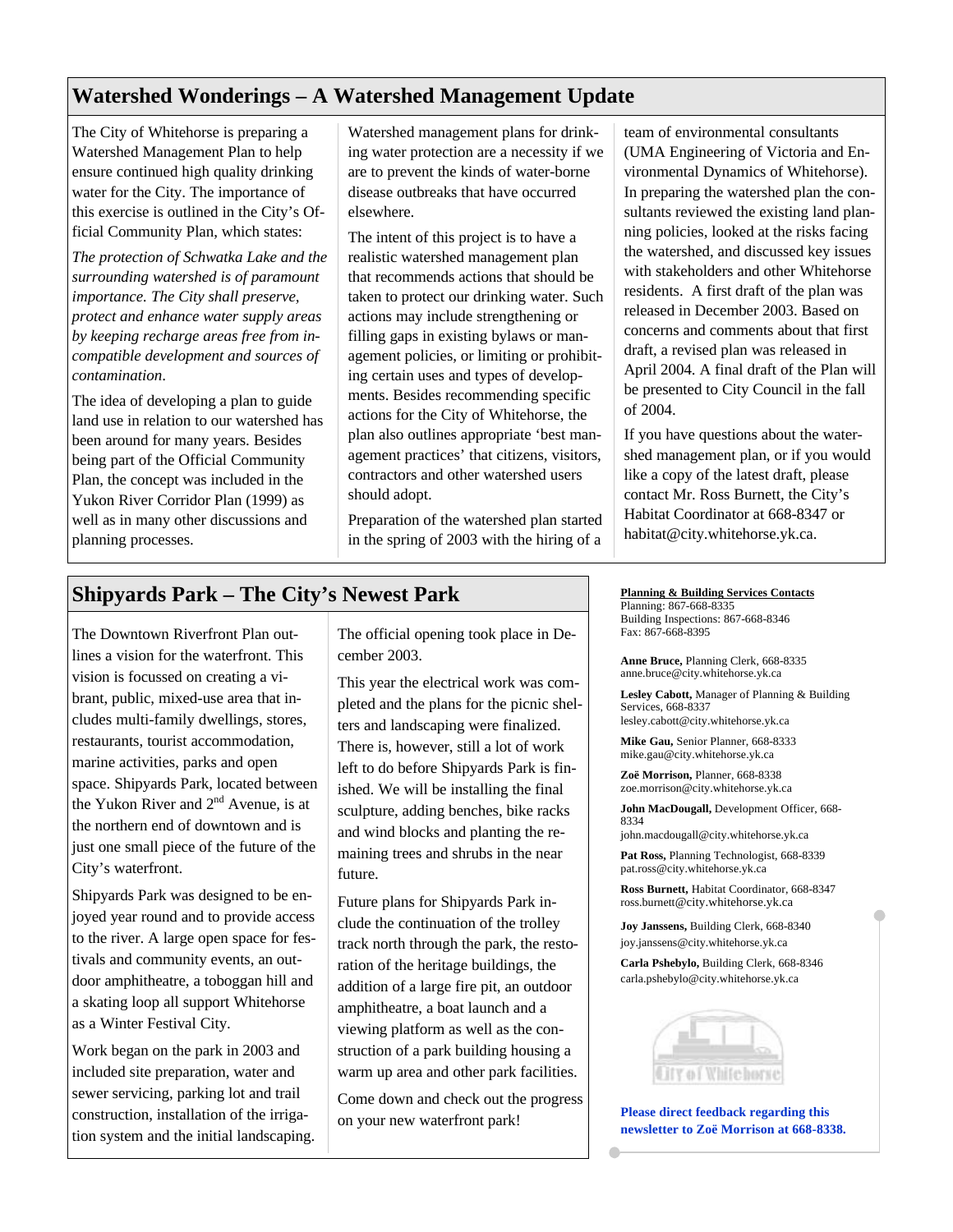## Watershed Wonderings – A Watershed Management Update

The City of Whitehorse is preparing a Watershed Management Plan to help ensure continued high quality drinking water for the City. The importance of this exercise is outlined in the City's Official Community Plan, which states:

*The protection of Schwatka Lake and the surrounding watershed is of paramount importance. The City shall preserve, protect and enhance water supply areas by keeping recharge areas free from incompatible development and sources of contamination.*

The idea of developing a plan to guide land use in relation to our watershed has been around for many years. Besides being part of the Official Community Plan, the concept was included in the Yukon River Corridor Plan (1999) as well as in many other discussions and planning processes.

Watershed management plans for drinking water protection are a necessity if we are to prevent the kinds of water-borne disease outbreaks that have occurred elsewhere.

The intent of this project is to have a realistic watershed management plan that recommends actions that should be taken to protect our drinking water. Such actions may include strengthening or filling gaps in existing bylaws or management policies, or limiting or prohibiting certain uses and types of developments. Besides recommending specific actions for the City of Whitehorse, the plan also outlines appropriate 'best management practices' that citizens, visitors, contractors and other watershed users should adopt.

Preparation of the watershed plan started in the spring of 2003 with the hiring of a team of environmental consultants (UMA Engineering of Victoria and Environmental Dynamics of Whitehorse). In preparing the watershed plan the consultants reviewed the existing land planning policies, looked at the risks facing the watershed, and discussed key issues with stakeholders and other Whitehorse residents. A first draft of the plan was released in December 2003. Based on concerns and comments about that first draft, a revised plan was released in April 2004. A final draft of the Plan will be presented to City Council in the fall of 2004.

If you have questions about the watershed management plan, or if you would like a copy of the latest draft, please contact Mr. Ross Burnett, the City's Habitat Coordinator at 668-8347 or habitat@city.whitehorse.yk.ca.

## Shipyards Park – The City's Newest Park

The Downtown Riverfront Plan outlines a vision for the waterfront. This vision is focussed on creating a vibrant, public, mixed-use area that includes multi-family dwellings, stores, restaurants, tourist accommodation, marine activities, parks and open space. Shipyards Park, located between the Yukon River and 2nd Avenue, is at the northern end of downtown and is just one small piece of the future of the City's waterfront.

Shipyards Park was designed to be enjoyed year round and to provide access to the river. A large open space for festivals and community events, an outdoor amphitheatre, a toboggan hill and a skating loop all support Whitehorse as a Winter Festival City.

Work began on the park in 2003 and included site preparation, water and sewer servicing, parking lot and trail construction, installation of the irrigation system and the initial landscaping. The official opening took place in December 2003.

This year the electrical work was completed and the plans for the picnic shelters and landscaping were finalized. There is, however, still a lot of work left to do before Shipyards Park is finished. We will be installing the final sculpture, adding benches, bike racks and wind blocks and planting the remaining trees and shrubs in the near future.

Future plans for Shipyards Park include the continuation of the trolley track north through the park, the restoration of the heritage buildings, the addition of a large fire pit, an outdoor amphitheatre, a boat launch and a viewing platform as well as the construction of a park building housing a warm up area and other park facilities.

Come down and check out the progress on your new waterfront park!

**Planning & Building Services Contacts**
Planning: 867-668-8335
Building Inspections: 867-668-8346
Fax: 867-668-8395

**Anne Bruce,** Planning Clerk, 668-8335
anne.bruce@city.whitehorse.yk.ca

**Lesley Cabott,** Manager of Planning & Building Services, 668-8337
lesley.cabott@city.whitehorse.yk.ca

**Mike Gau,** Senior Planner, 668-8333
mike.gau@city.whitehorse.yk.ca

**Zoë Morrison,** Planner, 668-8338
zoe.morrison@city.whitehorse.yk.ca

**John MacDougall,** Development Officer, 668-8334
john.macdougall@city.whitehorse.yk.ca

**Pat Ross,** Planning Technologist, 668-8339
pat.ross@city.whitehorse.yk.ca

**Ross Burnett,** Habitat Coordinator, 668-8347
ross.burnett@city.whitehorse.yk.ca

**Joy Janssens,** Building Clerk, 668-8340
joy.janssens@city.whitehorse.yk.ca

**Carla Pshebylo,** Building Clerk, 668-8346
carla.pshebylo@city.whitehorse.yk.ca

City of Whitehorse

**Please direct feedback regarding this newsletter to Zoë Morrison at 668-8338.**